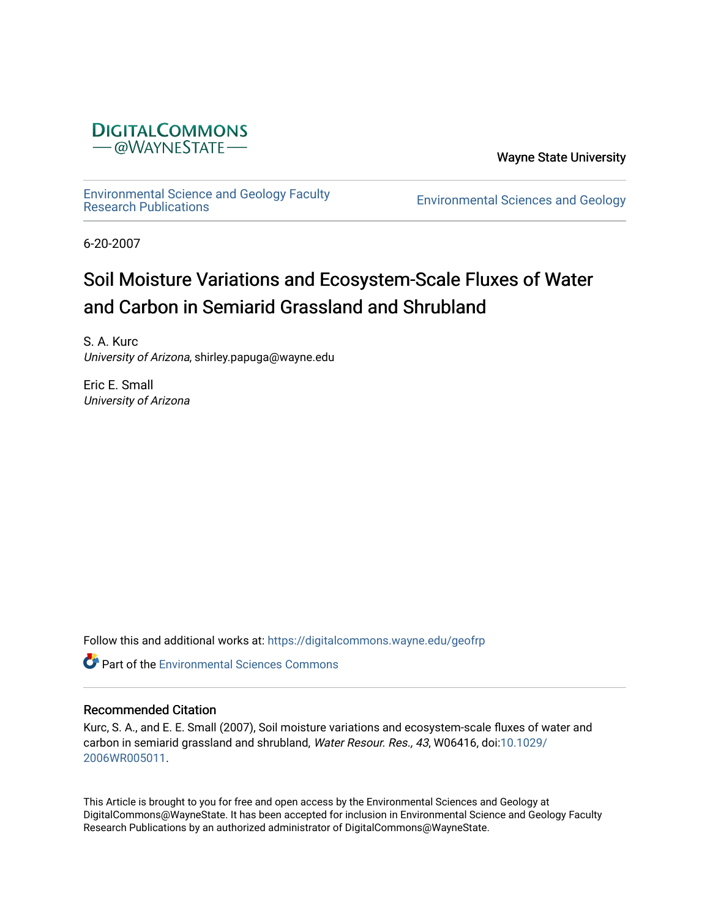DigitalCommons @WayneState

Wayne State University

Environmental Science and Geology Faculty Research Publications

Environmental Sciences and Geology

6-20-2007

# Soil Moisture Variations and Ecosystem-Scale Fluxes of Water and Carbon in Semiarid Grassland and Shrubland

S. A. Kurc
*University of Arizona*, shirley.papuga@wayne.edu

Eric E. Small
*University of Arizona*

Follow this and additional works at: https://digitalcommons.wayne.edu/geofrp

Part of the Environmental Sciences Commons

## Recommended Citation

Kurc, S. A., and E. E. Small (2007), Soil moisture variations and ecosystem-scale fluxes of water and carbon in semiarid grassland and shrubland, *Water Resour. Res., 43*, W06416, doi:10.1029/2006WR005011.

This Article is brought to you for free and open access by the Environmental Sciences and Geology at DigitalCommons@WayneState. It has been accepted for inclusion in Environmental Science and Geology Faculty Research Publications by an authorized administrator of DigitalCommons@WayneState.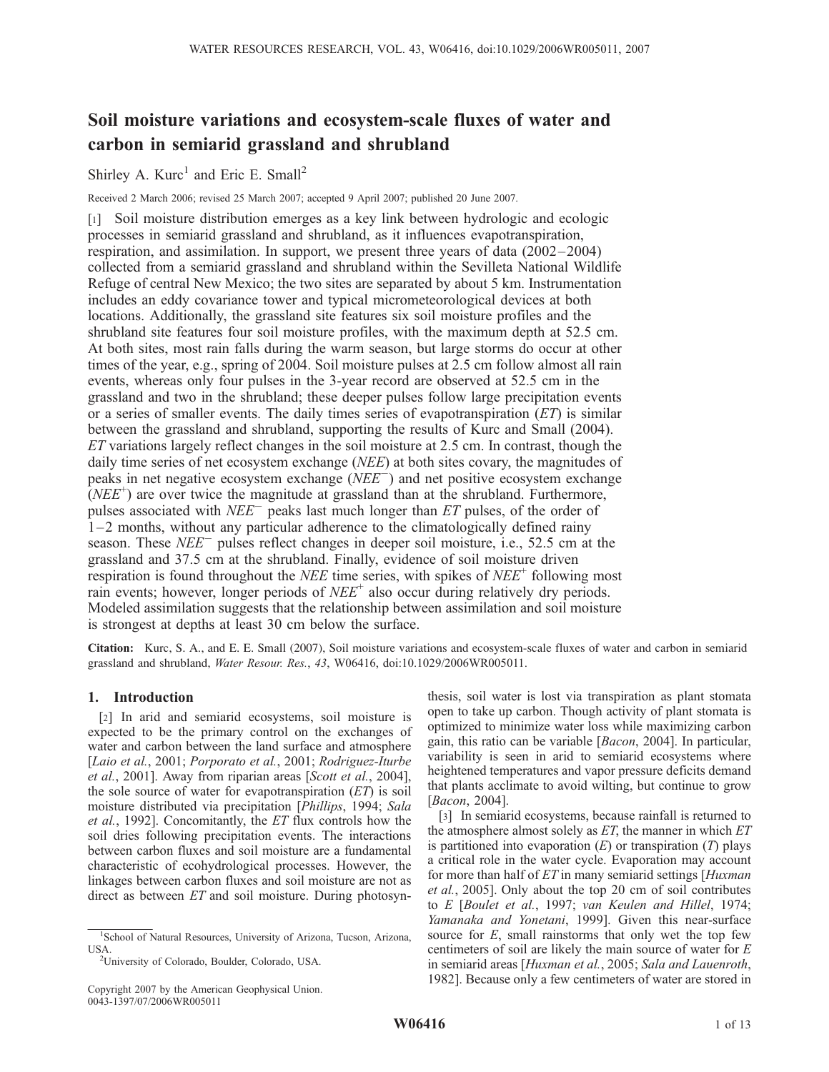# Soil moisture variations and ecosystem-scale fluxes of water and carbon in semiarid grassland and shrubland

Shirley A. Kurc[1] and Eric E. Small[2]

Received 2 March 2006; revised 25 March 2007; accepted 9 April 2007; published 20 June 2007.

[1] Soil moisture distribution emerges as a key link between hydrologic and ecologic processes in semiarid grassland and shrubland, as it influences evapotranspiration, respiration, and assimilation. In support, we present three years of data (2002–2004) collected from a semiarid grassland and shrubland within the Sevilleta National Wildlife Refuge of central New Mexico; the two sites are separated by about 5 km. Instrumentation includes an eddy covariance tower and typical micrometeorological devices at both locations. Additionally, the grassland site features six soil moisture profiles and the shrubland site features four soil moisture profiles, with the maximum depth at 52.5 cm. At both sites, most rain falls during the warm season, but large storms do occur at other times of the year, e.g., spring of 2004. Soil moisture pulses at 2.5 cm follow almost all rain events, whereas only four pulses in the 3-year record are observed at 52.5 cm in the grassland and two in the shrubland; these deeper pulses follow large precipitation events or a series of smaller events. The daily times series of evapotranspiration (*ET*) is similar between the grassland and shrubland, supporting the results of Kurc and Small (2004). *ET* variations largely reflect changes in the soil moisture at 2.5 cm. In contrast, though the daily time series of net ecosystem exchange (*NEE*) at both sites covary, the magnitudes of peaks in net negative ecosystem exchange ($NEE^-$) and net positive ecosystem exchange ($NEE^+$) are over twice the magnitude at grassland than at the shrubland. Furthermore, pulses associated with $NEE^-$ peaks last much longer than *ET* pulses, of the order of 1–2 months, without any particular adherence to the climatologically defined rainy season. These $NEE^-$ pulses reflect changes in deeper soil moisture, i.e., 52.5 cm at the grassland and 37.5 cm at the shrubland. Finally, evidence of soil moisture driven respiration is found throughout the *NEE* time series, with spikes of $NEE^+$ following most rain events; however, longer periods of $NEE^+$ also occur during relatively dry periods. Modeled assimilation suggests that the relationship between assimilation and soil moisture is strongest at depths at least 30 cm below the surface.

**Citation:** Kurc, S. A., and E. E. Small (2007), Soil moisture variations and ecosystem-scale fluxes of water and carbon in semiarid grassland and shrubland, *Water Resour. Res.*, *43*, W06416, doi:10.1029/2006WR005011.

## 1. Introduction

[2] In arid and semiarid ecosystems, soil moisture is expected to be the primary control on the exchanges of water and carbon between the land surface and atmosphere [*Laio et al.*, 2001; *Porporato et al.*, 2001; *Rodriguez-Iturbe et al.*, 2001]. Away from riparian areas [*Scott et al.*, 2004], the sole source of water for evapotranspiration (*ET*) is soil moisture distributed via precipitation [*Phillips*, 1994; *Sala et al.*, 1992]. Concomitantly, the *ET* flux controls how the soil dries following precipitation events. The interactions between carbon fluxes and soil moisture are a fundamental characteristic of ecohydrological processes. However, the linkages between carbon fluxes and soil moisture are not as direct as between *ET* and soil moisture. During photosynthesis, soil water is lost via transpiration as plant stomata open to take up carbon. Though activity of plant stomata is optimized to minimize water loss while maximizing carbon gain, this ratio can be variable [*Bacon*, 2004]. In particular, variability is seen in arid to semiarid ecosystems where heightened temperatures and vapor pressure deficits demand that plants acclimate to avoid wilting, but continue to grow [*Bacon*, 2004].

[3] In semiarid ecosystems, because rainfall is returned to the atmosphere almost solely as *ET*, the manner in which *ET* is partitioned into evaporation (*E*) or transpiration (*T*) plays a critical role in the water cycle. Evaporation may account for more than half of *ET* in many semiarid settings [*Huxman et al.*, 2005]. Only about the top 20 cm of soil contributes to *E* [*Boulet et al.*, 1997; *van Keulen and Hillel*, 1974; *Yamanaka and Yonetani*, 1999]. Given this near-surface source for *E*, small rainstorms that only wet the top few centimeters of soil are likely the main source of water for *E* in semiarid areas [*Huxman et al.*, 2005; *Sala and Lauenroth*, 1982]. Because only a few centimeters of water are stored in

[1]School of Natural Resources, University of Arizona, Tucson, Arizona, USA.

[2]University of Colorado, Boulder, Colorado, USA.

Copyright 2007 by the American Geophysical Union.
0043-1397/07/2006WR005011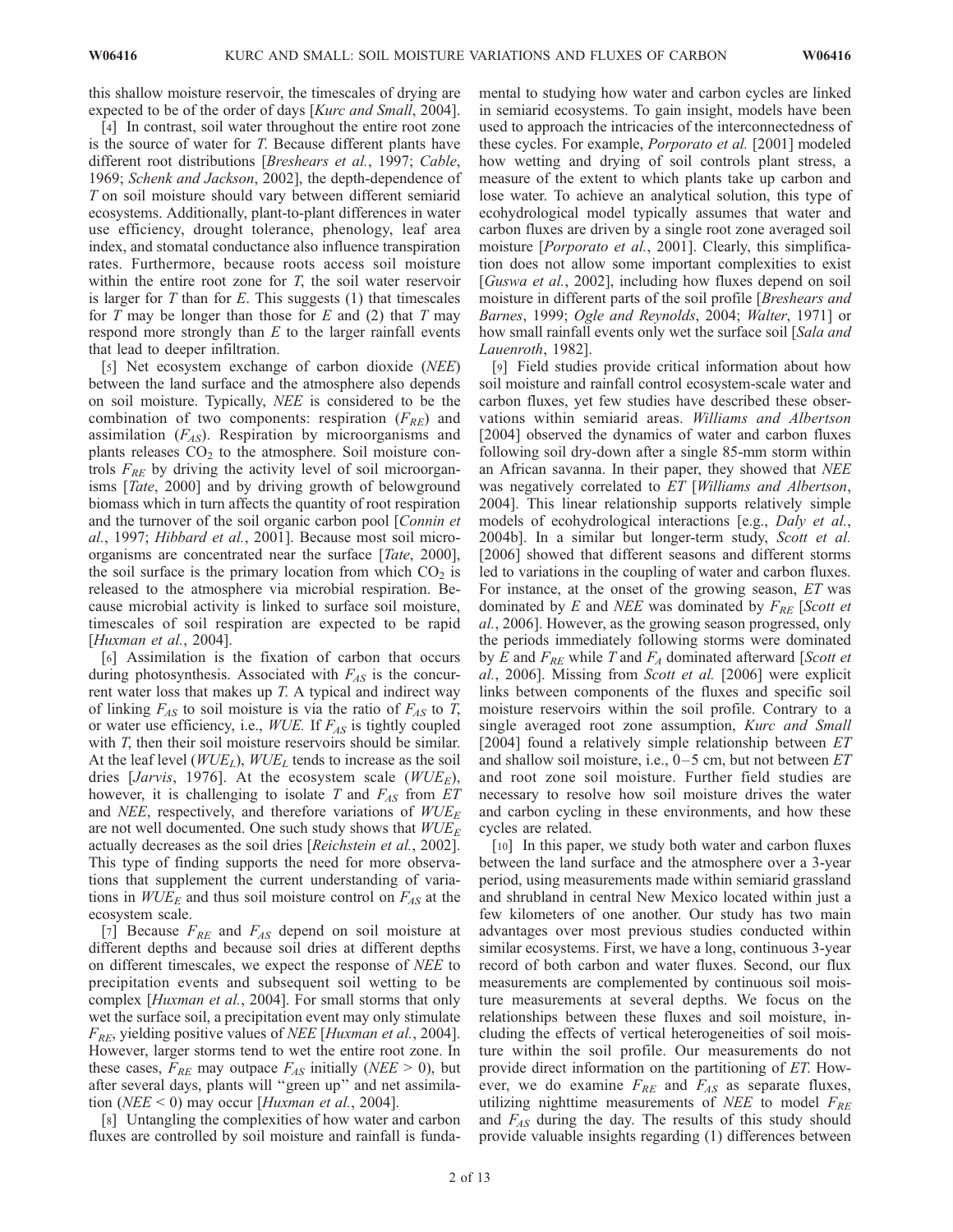this shallow moisture reservoir, the timescales of drying are expected to be of the order of days [*Kurc and Small*, 2004].

[4] In contrast, soil water throughout the entire root zone is the source of water for $T$. Because different plants have different root distributions [*Breshears et al.*, 1997; *Cable*, 1969; *Schenk and Jackson*, 2002], the depth-dependence of $T$ on soil moisture should vary between different semiarid ecosystems. Additionally, plant-to-plant differences in water use efficiency, drought tolerance, phenology, leaf area index, and stomatal conductance also influence transpiration rates. Furthermore, because roots access soil moisture within the entire root zone for $T$, the soil water reservoir is larger for $T$ than for $E$. This suggests (1) that timescales for $T$ may be longer than those for $E$ and (2) that $T$ may respond more strongly than $E$ to the larger rainfall events that lead to deeper infiltration.

[5] Net ecosystem exchange of carbon dioxide ($NEE$) between the land surface and the atmosphere also depends on soil moisture. Typically, $NEE$ is considered to be the combination of two components: respiration ($F_{RE}$) and assimilation ($F_{AS}$). Respiration by microorganisms and plants releases $CO_2$ to the atmosphere. Soil moisture controls $F_{RE}$ by driving the activity level of soil microorganisms [*Tate*, 2000] and by driving growth of belowground biomass which in turn affects the quantity of root respiration and the turnover of the soil organic carbon pool [*Connin et al.*, 1997; *Hibbard et al.*, 2001]. Because most soil microorganisms are concentrated near the surface [*Tate*, 2000], the soil surface is the primary location from which $CO_2$ is released to the atmosphere via microbial respiration. Because microbial activity is linked to surface soil moisture, timescales of soil respiration are expected to be rapid [*Huxman et al.*, 2004].

[6] Assimilation is the fixation of carbon that occurs during photosynthesis. Associated with $F_{AS}$ is the concurrent water loss that makes up $T$. A typical and indirect way of linking $F_{AS}$ to soil moisture is via the ratio of $F_{AS}$ to $T$, or water use efficiency, i.e., $WUE$. If $F_{AS}$ is tightly coupled with $T$, then their soil moisture reservoirs should be similar. At the leaf level ($WUE_L$), $WUE_L$ tends to increase as the soil dries [*Jarvis*, 1976]. At the ecosystem scale ($WUE_E$), however, it is challenging to isolate $T$ and $F_{AS}$ from $ET$ and $NEE$, respectively, and therefore variations of $WUE_E$ are not well documented. One such study shows that $WUE_E$ actually decreases as the soil dries [*Reichstein et al.*, 2002]. This type of finding supports the need for more observations that supplement the current understanding of variations in $WUE_E$ and thus soil moisture control on $F_{AS}$ at the ecosystem scale.

[7] Because $F_{RE}$ and $F_{AS}$ depend on soil moisture at different depths and because soil dries at different depths on different timescales, we expect the response of $NEE$ to precipitation events and subsequent soil wetting to be complex [*Huxman et al.*, 2004]. For small storms that only wet the surface soil, a precipitation event may only stimulate $F_{RE}$, yielding positive values of $NEE$ [*Huxman et al.*, 2004]. However, larger storms tend to wet the entire root zone. In these cases, $F_{RE}$ may outpace $F_{AS}$ initially ($NEE > 0$), but after several days, plants will "green up" and net assimilation ($NEE < 0$) may occur [*Huxman et al.*, 2004].

[8] Untangling the complexities of how water and carbon fluxes are controlled by soil moisture and rainfall is fundamental to studying how water and carbon cycles are linked in semiarid ecosystems. To gain insight, models have been used to approach the intricacies of the interconnectedness of these cycles. For example, *Porporato et al.* [2001] modeled how wetting and drying of soil controls plant stress, a measure of the extent to which plants take up carbon and lose water. To achieve an analytical solution, this type of ecohydrological model typically assumes that water and carbon fluxes are driven by a single root zone averaged soil moisture [*Porporato et al.*, 2001]. Clearly, this simplification does not allow some important complexities to exist [*Guswa et al.*, 2002], including how fluxes depend on soil moisture in different parts of the soil profile [*Breshears and Barnes*, 1999; *Ogle and Reynolds*, 2004; *Walter*, 1971] or how small rainfall events only wet the surface soil [*Sala and Lauenroth*, 1982].

[9] Field studies provide critical information about how soil moisture and rainfall control ecosystem-scale water and carbon fluxes, yet few studies have described these observations within semiarid areas. *Williams and Albertson* [2004] observed the dynamics of water and carbon fluxes following soil dry-down after a single 85-mm storm within an African savanna. In their paper, they showed that $NEE$ was negatively correlated to $ET$ [*Williams and Albertson*, 2004]. This linear relationship supports relatively simple models of ecohydrological interactions [e.g., *Daly et al.*, 2004b]. In a similar but longer-term study, *Scott et al.* [2006] showed that different seasons and different storms led to variations in the coupling of water and carbon fluxes. For instance, at the onset of the growing season, $ET$ was dominated by $E$ and $NEE$ was dominated by $F_{RE}$ [*Scott et al.*, 2006]. However, as the growing season progressed, only the periods immediately following storms were dominated by $E$ and $F_{RE}$ while $T$ and $F_A$ dominated afterward [*Scott et al.*, 2006]. Missing from *Scott et al.* [2006] were explicit links between components of the fluxes and specific soil moisture reservoirs within the soil profile. Contrary to a single averaged root zone assumption, *Kurc and Small* [2004] found a relatively simple relationship between $ET$ and shallow soil moisture, i.e., 0–5 cm, but not between $ET$ and root zone soil moisture. Further field studies are necessary to resolve how soil moisture drives the water and carbon cycling in these environments, and how these cycles are related.

[10] In this paper, we study both water and carbon fluxes between the land surface and the atmosphere over a 3-year period, using measurements made within semiarid grassland and shrubland in central New Mexico located within just a few kilometers of one another. Our study has two main advantages over most previous studies conducted within similar ecosystems. First, we have a long, continuous 3-year record of both carbon and water fluxes. Second, our flux measurements are complemented by continuous soil moisture measurements at several depths. We focus on the relationships between these fluxes and soil moisture, including the effects of vertical heterogeneities of soil moisture within the soil profile. Our measurements do not provide direct information on the partitioning of $ET$. However, we do examine $F_{RE}$ and $F_{AS}$ as separate fluxes, utilizing nighttime measurements of $NEE$ to model $F_{RE}$ and $F_{AS}$ during the day. The results of this study should provide valuable insights regarding (1) differences between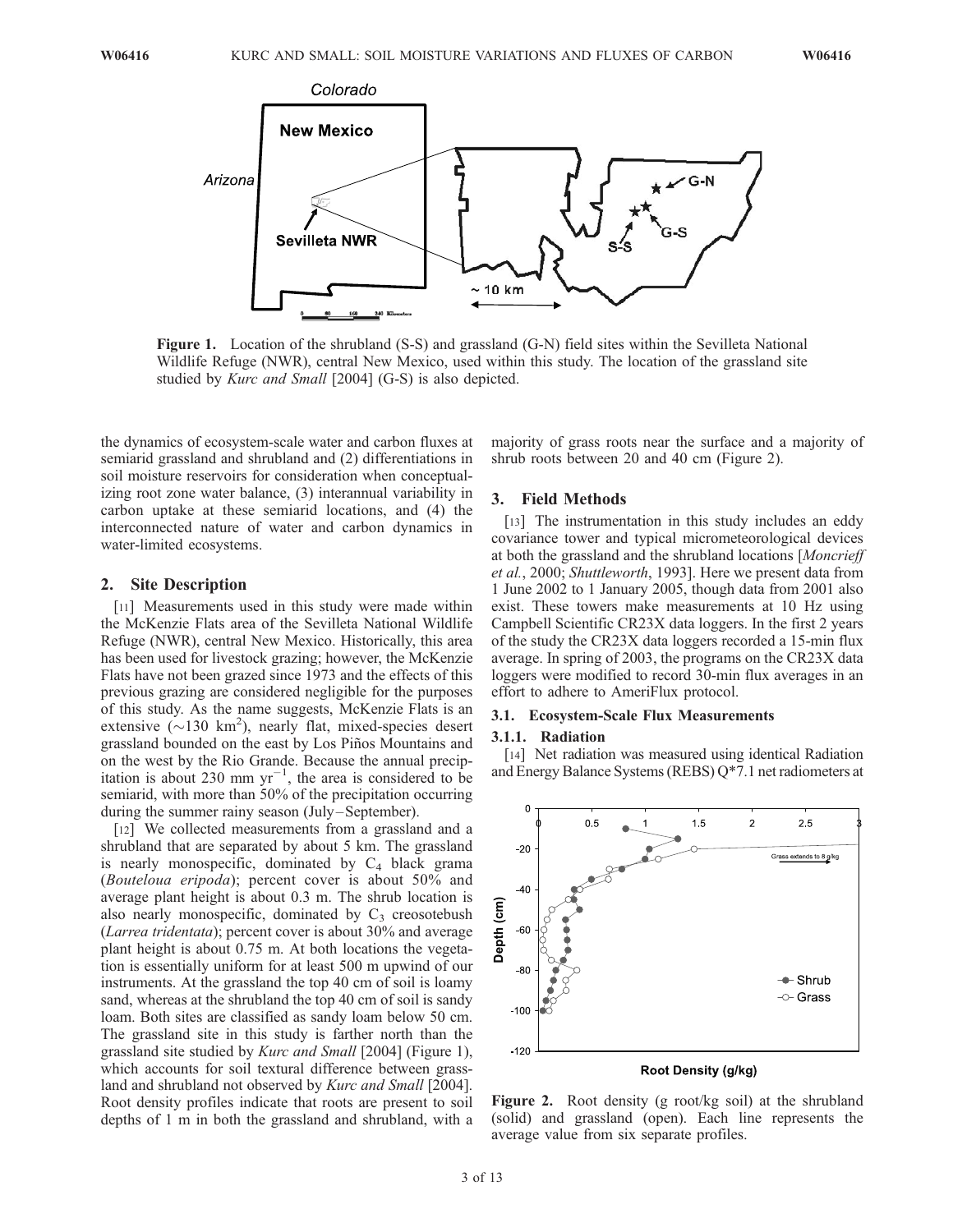Figure 1. Location of the shrubland (S-S) and grassland (G-N) field sites within the Sevilleta National Wildlife Refuge (NWR), central New Mexico, used within this study. The location of the grassland site studied by *Kurc and Small* [2004] (G-S) is also depicted.

the dynamics of ecosystem-scale water and carbon fluxes at semiarid grassland and shrubland and (2) differentiations in soil moisture reservoirs for consideration when conceptualizing root zone water balance, (3) interannual variability in carbon uptake at these semiarid locations, and (4) the interconnected nature of water and carbon dynamics in water-limited ecosystems.

## 2. Site Description

[11] Measurements used in this study were made within the McKenzie Flats area of the Sevilleta National Wildlife Refuge (NWR), central New Mexico. Historically, this area has been used for livestock grazing; however, the McKenzie Flats have not been grazed since 1973 and the effects of this previous grazing are considered negligible for the purposes of this study. As the name suggests, McKenzie Flats is an extensive ($\sim$130 km$^2$), nearly flat, mixed-species desert grassland bounded on the east by Los Piños Mountains and on the west by the Rio Grande. Because the annual precipitation is about 230 mm yr$^{-1}$, the area is considered to be semiarid, with more than 50% of the precipitation occurring during the summer rainy season (July–September).

[12] We collected measurements from a grassland and a shrubland that are separated by about 5 km. The grassland is nearly monospecific, dominated by $C_4$ black grama (*Bouteloua eripoda*); percent cover is about 50% and average plant height is about 0.3 m. The shrub location is also nearly monospecific, dominated by $C_3$ creosotebush (*Larrea tridentata*); percent cover is about 30% and average plant height is about 0.75 m. At both locations the vegetation is essentially uniform for at least 500 m upwind of our instruments. At the grassland the top 40 cm of soil is loamy sand, whereas at the shrubland the top 40 cm of soil is sandy loam. Both sites are classified as sandy loam below 50 cm. The grassland site in this study is farther north than the grassland site studied by *Kurc and Small* [2004] (Figure 1), which accounts for soil textural difference between grassland and shrubland not observed by *Kurc and Small* [2004]. Root density profiles indicate that roots are present to soil depths of 1 m in both the grassland and shrubland, with a majority of grass roots near the surface and a majority of shrub roots between 20 and 40 cm (Figure 2).

## 3. Field Methods

[13] The instrumentation in this study includes an eddy covariance tower and typical micrometeorological devices at both the grassland and the shrubland locations [*Moncrieff et al.*, 2000; *Shuttleworth*, 1993]. Here we present data from 1 June 2002 to 1 January 2005, though data from 2001 also exist. These towers make measurements at 10 Hz using Campbell Scientific CR23X data loggers. In the first 2 years of the study the CR23X data loggers recorded a 15-min flux average. In spring of 2003, the programs on the CR23X data loggers were modified to record 30-min flux averages in an effort to adhere to AmeriFlux protocol.

### 3.1. Ecosystem-Scale Flux Measurements

#### 3.1.1. Radiation

[14] Net radiation was measured using identical Radiation and Energy Balance Systems (REBS) Q*7.1 net radiometers at

Figure 2. Root density (g root/kg soil) at the shrubland (solid) and grassland (open). Each line represents the average value from six separate profiles.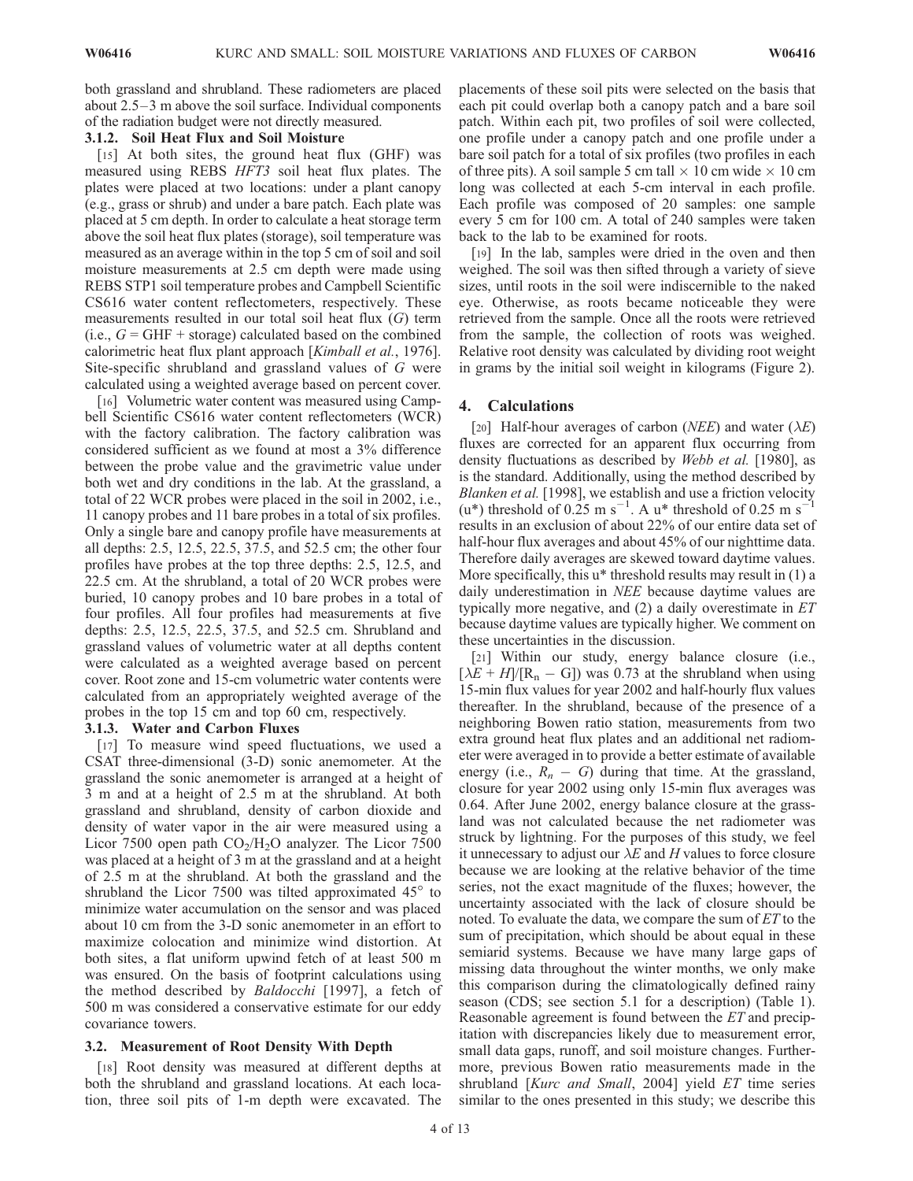both grassland and shrubland. These radiometers are placed about 2.5–3 m above the soil surface. Individual components of the radiation budget were not directly measured.

#### 3.1.2. Soil Heat Flux and Soil Moisture

[15] At both sites, the ground heat flux (GHF) was measured using REBS *HFT3* soil heat flux plates. The plates were placed at two locations: under a plant canopy (e.g., grass or shrub) and under a bare patch. Each plate was placed at 5 cm depth. In order to calculate a heat storage term above the soil heat flux plates (storage), soil temperature was measured as an average within in the top 5 cm of soil and soil moisture measurements at 2.5 cm depth were made using REBS STP1 soil temperature probes and Campbell Scientific CS616 water content reflectometers, respectively. These measurements resulted in our total soil heat flux ($G$) term (i.e., $G$ = GHF + storage) calculated based on the combined calorimetric heat flux plant approach [*Kimball et al.*, 1976]. Site-specific shrubland and grassland values of $G$ were calculated using a weighted average based on percent cover.

[16] Volumetric water content was measured using Campbell Scientific CS616 water content reflectometers (WCR) with the factory calibration. The factory calibration was considered sufficient as we found at most a 3% difference between the probe value and the gravimetric value under both wet and dry conditions in the lab. At the grassland, a total of 22 WCR probes were placed in the soil in 2002, i.e., 11 canopy probes and 11 bare probes in a total of six profiles. Only a single bare and canopy profile have measurements at all depths: 2.5, 12.5, 22.5, 37.5, and 52.5 cm; the other four profiles have probes at the top three depths: 2.5, 12.5, and 22.5 cm. At the shrubland, a total of 20 WCR probes were buried, 10 canopy probes and 10 bare probes in a total of four profiles. All four profiles had measurements at five depths: 2.5, 12.5, 22.5, 37.5, and 52.5 cm. Shrubland and grassland values of volumetric water at all depths content were calculated as a weighted average based on percent cover. Root zone and 15-cm volumetric water contents were calculated from an appropriately weighted average of the probes in the top 15 cm and top 60 cm, respectively.

#### 3.1.3. Water and Carbon Fluxes

[17] To measure wind speed fluctuations, we used a CSAT three-dimensional (3-D) sonic anemometer. At the grassland the sonic anemometer is arranged at a height of 3 m and at a height of 2.5 m at the shrubland. At both grassland and shrubland, density of carbon dioxide and density of water vapor in the air were measured using a Licor 7500 open path $CO_2$/$H_2O$ analyzer. The Licor 7500 was placed at a height of 3 m at the grassland and at a height of 2.5 m at the shrubland. At both the grassland and the shrubland the Licor 7500 was tilted approximated 45° to minimize water accumulation on the sensor and was placed about 10 cm from the 3-D sonic anemometer in an effort to maximize colocation and minimize wind distortion. At both sites, a flat uniform upwind fetch of at least 500 m was ensured. On the basis of footprint calculations using the method described by *Baldocchi* [1997], a fetch of 500 m was considered a conservative estimate for our eddy covariance towers.

### 3.2. Measurement of Root Density With Depth

[18] Root density was measured at different depths at both the shrubland and grassland locations. At each location, three soil pits of 1-m depth were excavated. The placements of these soil pits were selected on the basis that each pit could overlap both a canopy patch and a bare soil patch. Within each pit, two profiles of soil were collected, one profile under a canopy patch and one profile under a bare soil patch for a total of six profiles (two profiles in each of three pits). A soil sample 5 cm tall × 10 cm wide × 10 cm long was collected at each 5-cm interval in each profile. Each profile was composed of 20 samples: one sample every 5 cm for 100 cm. A total of 240 samples were taken back to the lab to be examined for roots.

[19] In the lab, samples were dried in the oven and then weighed. The soil was then sifted through a variety of sieve sizes, until roots in the soil were indiscernible to the naked eye. Otherwise, as roots became noticeable they were retrieved from the sample. Once all the roots were retrieved from the sample, the collection of roots was weighed. Relative root density was calculated by dividing root weight in grams by the initial soil weight in kilograms (Figure 2).

## 4. Calculations

[20] Half-hour averages of carbon (*NEE*) and water ($\lambda E$) fluxes are corrected for an apparent flux occurring from density fluctuations as described by *Webb et al.* [1980], as is the standard. Additionally, using the method described by *Blanken et al.* [1998], we establish and use a friction velocity ($u^*$) threshold of 0.25 m s$^{-1}$. A $u^*$ threshold of 0.25 m s$^{-1}$ results in an exclusion of about 22% of our entire data set of half-hour flux averages and about 45% of our nighttime data. Therefore daily averages are skewed toward daytime values. More specifically, this $u^*$ threshold results may result in (1) a daily underestimation in *NEE* because daytime values are typically more negative, and (2) a daily overestimate in *ET* because daytime values are typically higher. We comment on these uncertainties in the discussion.

[21] Within our study, energy balance closure (i.e., $[\lambda E + H]/[R_n - G]$) was 0.73 at the shrubland when using 15-min flux values for year 2002 and half-hourly flux values thereafter. In the shrubland, because of the presence of a neighboring Bowen ratio station, measurements from two extra ground heat flux plates and an additional net radiometer were averaged in to provide a better estimate of available energy (i.e., $R_n - G$) during that time. At the grassland, closure for year 2002 using only 15-min flux averages was 0.64. After June 2002, energy balance closure at the grassland was not calculated because the net radiometer was struck by lightning. For the purposes of this study, we feel it unnecessary to adjust our $\lambda E$ and $H$ values to force closure because we are looking at the relative behavior of the time series, not the exact magnitude of the fluxes; however, the uncertainty associated with the lack of closure should be noted. To evaluate the data, we compare the sum of *ET* to the sum of precipitation, which should be about equal in these semiarid systems. Because we have many large gaps of missing data throughout the winter months, we only make this comparison during the climatologically defined rainy season (CDS; see section 5.1 for a description) (Table 1). Reasonable agreement is found between the *ET* and precipitation with discrepancies likely due to measurement error, small data gaps, runoff, and soil moisture changes. Furthermore, previous Bowen ratio measurements made in the shrubland [*Kurc and Small*, 2004] yield *ET* time series similar to the ones presented in this study; we describe this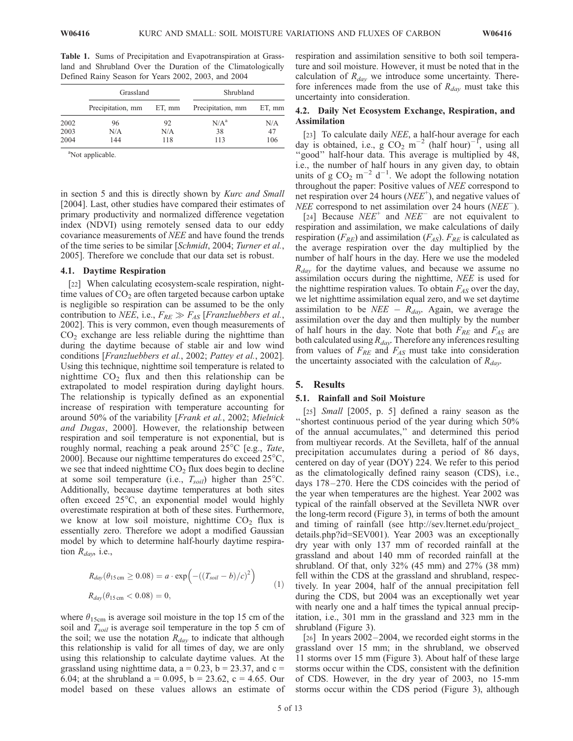**Table 1.** Sums of Precipitation and Evapotranspiration at Grassland and Shrubland Over the Duration of the Climatologically Defined Rainy Season for Years 2002, 2003, and 2004

| | Grassland | | Shrubland | |
|---|---|---|---|---|
| | Precipitation, mm | ET, mm | Precipitation, mm | ET, mm |
| 2002 | 96 | 92 | N/A[a] | N/A |
| 2003 | N/A | N/A | 38 | 47 |
| 2004 | 144 | 118 | 113 | 106 |

[a]Not applicable.

in section 5 and this is directly shown by *Kurc and Small* [2004]. Last, other studies have compared their estimates of primary productivity and normalized difference vegetation index (NDVI) using remotely sensed data to our eddy covariance measurements of *NEE* and have found the trends of the time series to be similar [*Schmidt*, 2004; *Turner et al.*, 2005]. Therefore we conclude that our data set is robust.

### 4.1. Daytime Respiration

[22] When calculating ecosystem-scale respiration, nighttime values of $CO_2$ are often targeted because carbon uptake is negligible so respiration can be assumed to be the only contribution to *NEE*, i.e., $F_{RE} \gg F_{AS}$ [*Franzluebbers et al.*, 2002]. This is very common, even though measurements of $CO_2$ exchange are less reliable during the nighttime than during the daytime because of stable air and low wind conditions [*Franzluebbers et al.*, 2002; *Pattey et al.*, 2002]. Using this technique, nighttime soil temperature is related to nighttime $CO_2$ flux and then this relationship can be extrapolated to model respiration during daylight hours. The relationship is typically defined as an exponential increase of respiration with temperature accounting for around 50% of the variability [*Frank et al.*, 2002; *Mielnick and Dugas*, 2000]. However, the relationship between respiration and soil temperature is not exponential, but is roughly normal, reaching a peak around 25°C [e.g., *Tate*, 2000]. Because our nighttime temperatures do exceed 25°C, we see that indeed nighttime $CO_2$ flux does begin to decline at some soil temperature (i.e., $T_{soil}$) higher than 25°C. Additionally, because daytime temperatures at both sites often exceed 25°C, an exponential model would highly overestimate respiration at both of these sites. Furthermore, we know at low soil moisture, nighttime $CO_2$ flux is essentially zero. Therefore we adopt a modified Gaussian model by which to determine half-hourly daytime respiration $R_{day}$, i.e.,

$$
\begin{aligned}
R_{day}(\theta_{15\,\mathrm{cm}} \geq 0.08) &= a \cdot \exp\left(-((T_{soil} - b)/c)^2\right) \\
R_{day}(\theta_{15\,\mathrm{cm}} < 0.08) &= 0,
\end{aligned}
\tag{1}
$$

where $\theta_{15\mathrm{cm}}$ is average soil moisture in the top 15 cm of the soil and $T_{soil}$ is average soil temperature in the top 5 cm of the soil; we use the notation $R_{day}$ to indicate that although this relationship is valid for all times of day, we are only using this relationship to calculate daytime values. At the grassland using nighttime data, a = 0.23, b = 23.37, and c = 6.04; at the shrubland a = 0.095, b = 23.62, c = 4.65. Our model based on these values allows an estimate of respiration and assimilation sensitive to both soil temperature and soil moisture. However, it must be noted that in the calculation of $R_{day}$ we introduce some uncertainty. Therefore inferences made from the use of $R_{day}$ must take this uncertainty into consideration.

### 4.2. Daily Net Ecosystem Exchange, Respiration, and Assimilation

[23] To calculate daily *NEE*, a half-hour average for each day is obtained, i.e., g $CO_2$ $m^{-2}$ (half hour)$^{-1}$, using all "good" half-hour data. This average is multiplied by 48, i.e., the number of half hours in any given day, to obtain units of g $CO_2$ $m^{-2}$ $d^{-1}$. We adopt the following notation throughout the paper: Positive values of *NEE* correspond to net respiration over 24 hours ($NEE^+$), and negative values of *NEE* correspond to net assimilation over 24 hours ($NEE^-$).

[24] Because $NEE^+$ and $NEE^-$ are not equivalent to respiration and assimilation, we make calculations of daily respiration ($F_{RE}$) and assimilation ($F_{AS}$). $F_{RE}$ is calculated as the average respiration over the day multiplied by the number of half hours in the day. Here we use the modeled $R_{day}$ for the daytime values, and because we assume no assimilation occurs during the nighttime, *NEE* is used for the nighttime respiration values. To obtain $F_{AS}$ over the day, we let nighttime assimilation equal zero, and we set daytime assimilation to be $NEE - R_{day}$. Again, we average the assimilation over the day and then multiply by the number of half hours in the day. Note that both $F_{RE}$ and $F_{AS}$ are both calculated using $R_{day}$. Therefore any inferences resulting from values of $F_{RE}$ and $F_{AS}$ must take into consideration the uncertainty associated with the calculation of $R_{day}$.

## 5. Results

### 5.1. Rainfall and Soil Moisture

[25] *Small* [2005, p. 5] defined a rainy season as the "shortest continuous period of the year during which 50% of the annual accumulates," and determined this period from multiyear records. At the Sevilleta, half of the annual precipitation accumulates during a period of 86 days, centered on day of year (DOY) 224. We refer to this period as the climatologically defined rainy season (CDS), i.e., days 178–270. Here the CDS coincides with the period of the year when temperatures are the highest. Year 2002 was typical of the rainfall observed at the Sevilleta NWR over the long-term record (Figure 3), in terms of both the amount and timing of rainfall (see http://sev.lternet.edu/project_details.php?id=SEV001). Year 2003 was an exceptionally dry year with only 137 mm of recorded rainfall at the grassland and about 140 mm of recorded rainfall at the shrubland. Of that, only 32% (45 mm) and 27% (38 mm) fell within the CDS at the grassland and shrubland, respectively. In year 2004, half of the annual precipitation fell during the CDS, but 2004 was an exceptionally wet year with nearly one and a half times the typical annual precipitation, i.e., 301 mm in the grassland and 323 mm in the shrubland (Figure 3).

[26] In years 2002–2004, we recorded eight storms in the grassland over 15 mm; in the shrubland, we observed 11 storms over 15 mm (Figure 3). About half of these large storms occur within the CDS, consistent with the definition of CDS. However, in the dry year of 2003, no 15-mm storms occur within the CDS period (Figure 3), although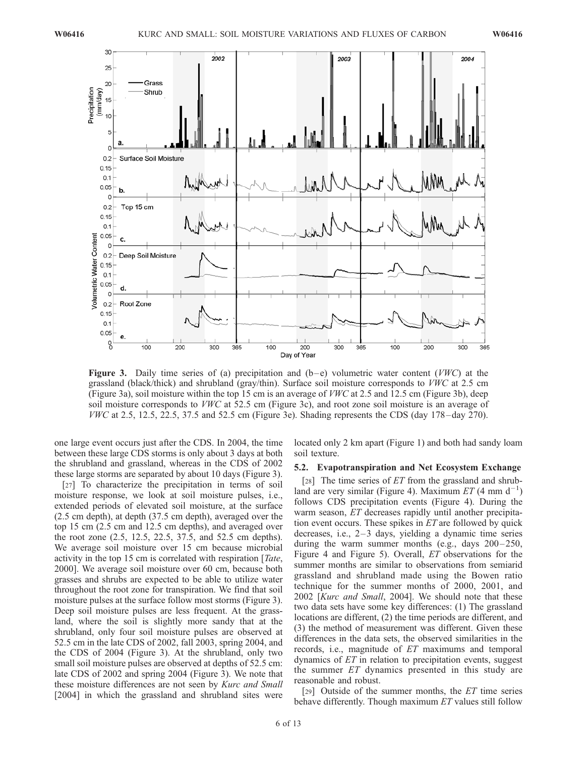**Figure 3.** Daily time series of (a) precipitation and (b–e) volumetric water content (*VWC*) at the grassland (black/thick) and shrubland (gray/thin). Surface soil moisture corresponds to *VWC* at 2.5 cm (Figure 3a), soil moisture within the top 15 cm is an average of *VWC* at 2.5 and 12.5 cm (Figure 3b), deep soil moisture corresponds to *VWC* at 52.5 cm (Figure 3c), and root zone soil moisture is an average of *VWC* at 2.5, 12.5, 22.5, 37.5 and 52.5 cm (Figure 3e). Shading represents the CDS (day 178–day 270).

one large event occurs just after the CDS. In 2004, the time between these large CDS storms is only about 3 days at both the shrubland and grassland, whereas in the CDS of 2002 these large storms are separated by about 10 days (Figure 3).

[27] To characterize the precipitation in terms of soil moisture response, we look at soil moisture pulses, i.e., extended periods of elevated soil moisture, at the surface (2.5 cm depth), at depth (37.5 cm depth), averaged over the top 15 cm (2.5 cm and 12.5 cm depths), and averaged over the root zone (2.5, 12.5, 22.5, 37.5, and 52.5 cm depths). We average soil moisture over 15 cm because microbial activity in the top 15 cm is correlated with respiration [*Tate*, 2000]. We average soil moisture over 60 cm, because both grasses and shrubs are expected to be able to utilize water throughout the root zone for transpiration. We find that soil moisture pulses at the surface follow most storms (Figure 3). Deep soil moisture pulses are less frequent. At the grassland, where the soil is slightly more sandy that at the shrubland, only four soil moisture pulses are observed at 52.5 cm in the late CDS of 2002, fall 2003, spring 2004, and the CDS of 2004 (Figure 3). At the shrubland, only two small soil moisture pulses are observed at depths of 52.5 cm: late CDS of 2002 and spring 2004 (Figure 3). We note that these moisture differences are not seen by *Kurc and Small* [2004] in which the grassland and shrubland sites were located only 2 km apart (Figure 1) and both had sandy loam soil texture.

### 5.2. Evapotranspiration and Net Ecosystem Exchange

[28] The time series of *ET* from the grassland and shrubland are very similar (Figure 4). Maximum *ET* (4 mm $d^{-1}$) follows CDS precipitation events (Figure 4). During the warm season, *ET* decreases rapidly until another precipitation event occurs. These spikes in *ET* are followed by quick decreases, i.e., 2–3 days, yielding a dynamic time series during the warm summer months (e.g., days 200–250, Figure 4 and Figure 5). Overall, *ET* observations for the summer months are similar to observations from semiarid grassland and shrubland made using the Bowen ratio technique for the summer months of 2000, 2001, and 2002 [*Kurc and Small*, 2004]. We should note that these two data sets have some key differences: (1) The grassland locations are different, (2) the time periods are different, and (3) the method of measurement was different. Given these differences in the data sets, the observed similarities in the records, i.e., magnitude of *ET* maximums and temporal dynamics of *ET* in relation to precipitation events, suggest the summer *ET* dynamics presented in this study are reasonable and robust.

[29] Outside of the summer months, the *ET* time series behave differently. Though maximum *ET* values still follow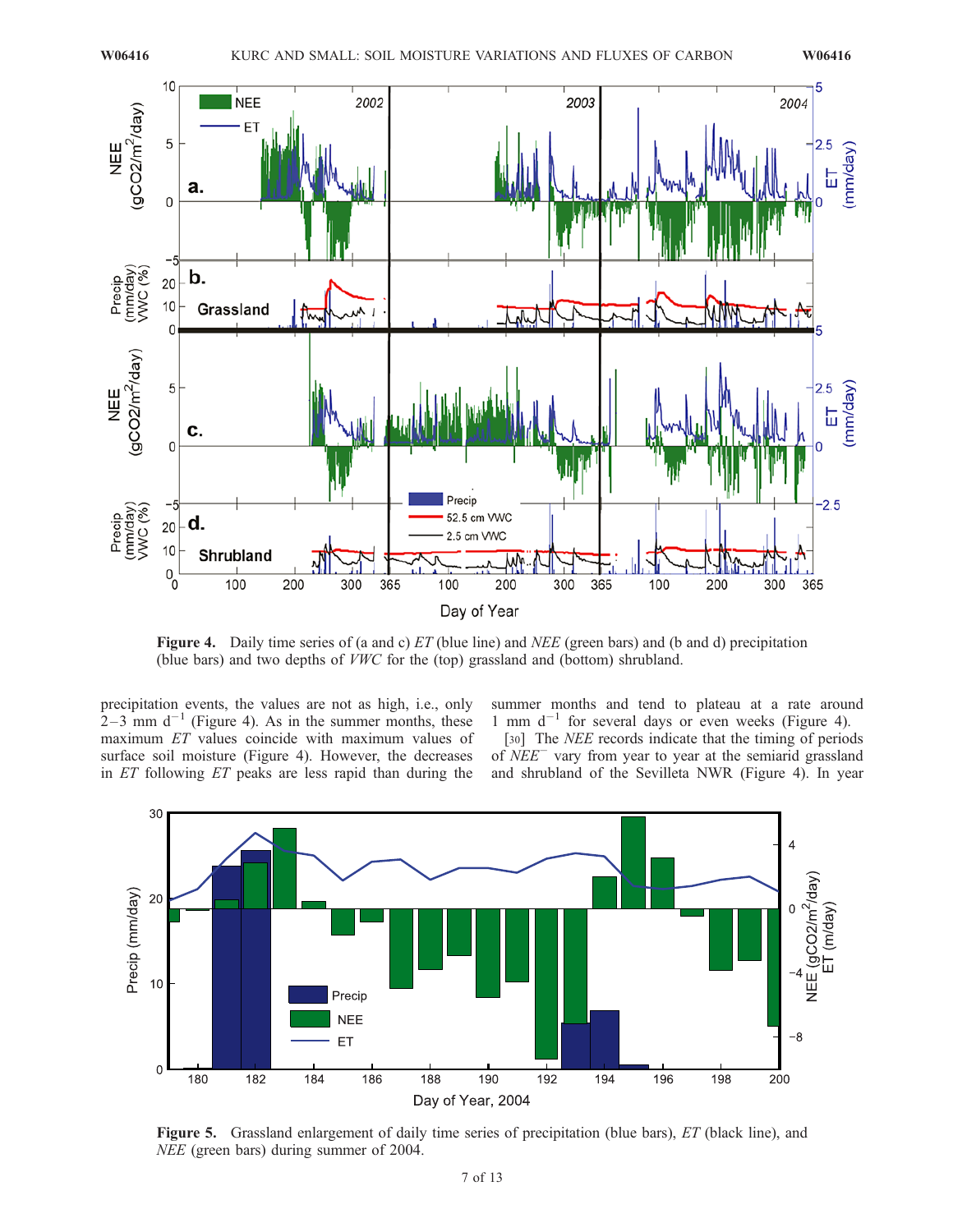Figure 4. Daily time series of (a and c) *ET* (blue line) and *NEE* (green bars) and (b and d) precipitation (blue bars) and two depths of *VWC* for the (top) grassland and (bottom) shrubland.

precipitation events, the values are not as high, i.e., only 2–3 mm d$^{-1}$ (Figure 4). As in the summer months, these maximum *ET* values coincide with maximum values of surface soil moisture (Figure 4). However, the decreases in *ET* following *ET* peaks are less rapid than during the summer months and tend to plateau at a rate around 1 mm d$^{-1}$ for several days or even weeks (Figure 4).

[30] The *NEE* records indicate that the timing of periods of $NEE^{-}$ vary from year to year at the semiarid grassland and shrubland of the Sevilleta NWR (Figure 4). In year

Figure 5. Grassland enlargement of daily time series of precipitation (blue bars), *ET* (black line), and *NEE* (green bars) during summer of 2004.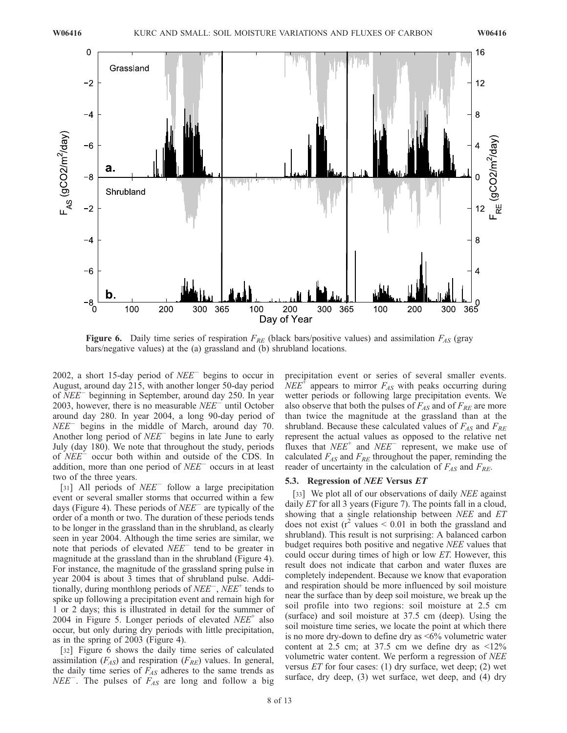**Figure 6.** Daily time series of respiration $F_{RE}$ (black bars/positive values) and assimilation $F_{AS}$ (gray bars/negative values) at the (a) grassland and (b) shrubland locations.

2002, a short 15-day period of $NEE^-$ begins to occur in August, around day 215, with another longer 50-day period of $NEE^-$ beginning in September, around day 250. In year 2003, however, there is no measurable $NEE^-$ until October around day 280. In year 2004, a long 90-day period of $NEE^-$ begins in the middle of March, around day 70. Another long period of $NEE^-$ begins in late June to early July (day 180). We note that throughout the study, periods of $NEE^-$ occur both within and outside of the CDS. In addition, more than one period of $NEE^-$ occurs in at least two of the three years.

[31] All periods of $NEE^-$ follow a large precipitation event or several smaller storms that occurred within a few days (Figure 4). These periods of $NEE^-$ are typically of the order of a month or two. The duration of these periods tends to be longer in the grassland than in the shrubland, as clearly seen in year 2004. Although the time series are similar, we note that periods of elevated $NEE^-$ tend to be greater in magnitude at the grassland than in the shrubland (Figure 4). For instance, the magnitude of the grassland spring pulse in year 2004 is about 3 times that of shrubland pulse. Additionally, during monthlong periods of $NEE^-$, $NEE^+$ tends to spike up following a precipitation event and remain high for 1 or 2 days; this is illustrated in detail for the summer of 2004 in Figure 5. Longer periods of elevated $NEE^+$ also occur, but only during dry periods with little precipitation, as in the spring of 2003 (Figure 4).

[32] Figure 6 shows the daily time series of calculated assimilation ($F_{AS}$) and respiration ($F_{RE}$) values. In general, the daily time series of $F_{AS}$ adheres to the same trends as $NEE^-$. The pulses of $F_{AS}$ are long and follow a big precipitation event or series of several smaller events. $NEE^+$ appears to mirror $F_{AS}$ with peaks occurring during wetter periods or following large precipitation events. We also observe that both the pulses of $F_{AS}$ and of $F_{RE}$ are more than twice the magnitude at the grassland than at the shrubland. Because these calculated values of $F_{AS}$ and $F_{RE}$ represent the actual values as opposed to the relative net fluxes that $NEE^+$ and $NEE^-$ represent, we make use of calculated $F_{AS}$ and $F_{RE}$ throughout the paper, reminding the reader of uncertainty in the calculation of $F_{AS}$ and $F_{RE}$.

### 5.3. Regression of *NEE* Versus *ET*

[33] We plot all of our observations of daily *NEE* against daily *ET* for all 3 years (Figure 7). The points fall in a cloud, showing that a single relationship between *NEE* and *ET* does not exist ($r^2$ values < 0.01 in both the grassland and shrubland). This result is not surprising: A balanced carbon budget requires both positive and negative *NEE* values that could occur during times of high or low *ET*. However, this result does not indicate that carbon and water fluxes are completely independent. Because we know that evaporation and respiration should be more influenced by soil moisture near the surface than by deep soil moisture, we break up the soil profile into two regions: soil moisture at 2.5 cm (surface) and soil moisture at 37.5 cm (deep). Using the soil moisture time series, we locate the point at which there is no more dry-down to define dry as <6% volumetric water content at 2.5 cm; at 37.5 cm we define dry as <12% volumetric water content. We perform a regression of *NEE* versus *ET* for four cases: (1) dry surface, wet deep; (2) wet surface, dry deep, (3) wet surface, wet deep, and (4) dry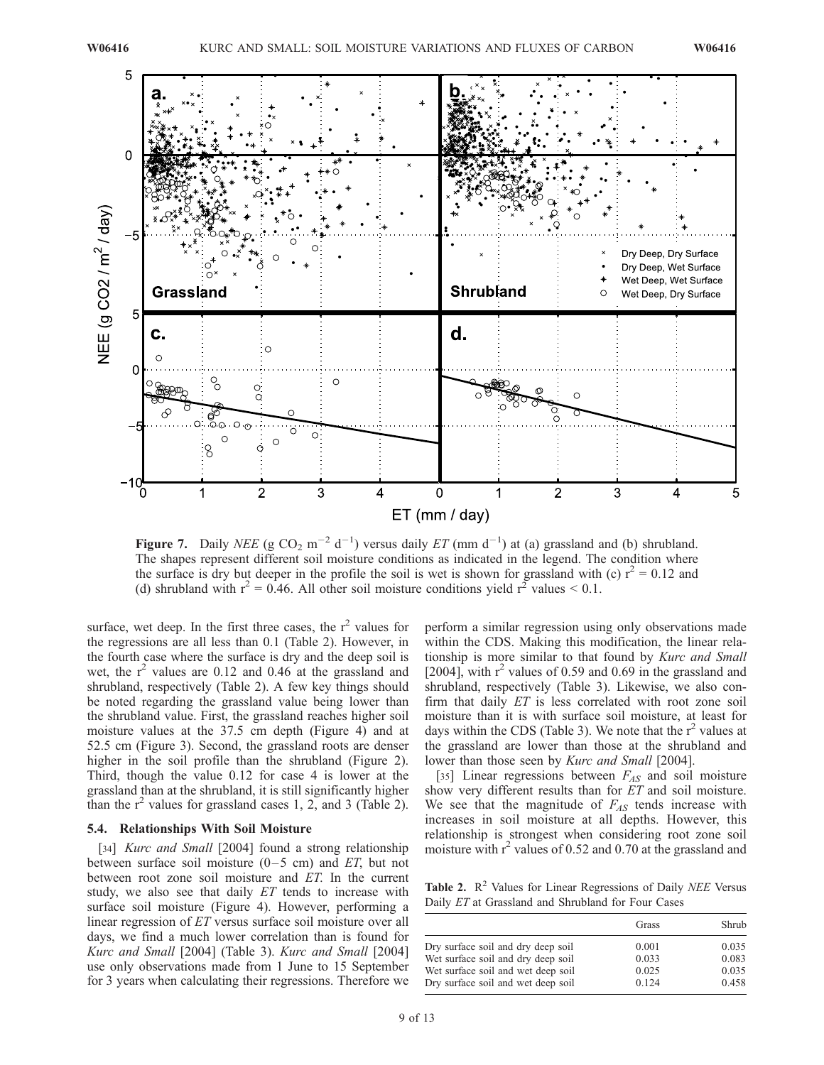**Figure 7.** Daily *NEE* (g $CO_2$ $m^{-2}$ $d^{-1}$) versus daily *ET* (mm $d^{-1}$) at (a) grassland and (b) shrubland. The shapes represent different soil moisture conditions as indicated in the legend. The condition where the surface is dry but deeper in the profile the soil is wet is shown for grassland with (c) $r^2$ = 0.12 and (d) shrubland with $r^2$ = 0.46. All other soil moisture conditions yield $r^2$ values < 0.1.

surface, wet deep. In the first three cases, the $r^2$ values for the regressions are all less than 0.1 (Table 2). However, in the fourth case where the surface is dry and the deep soil is wet, the $r^2$ values are 0.12 and 0.46 at the grassland and shrubland, respectively (Table 2). A few key things should be noted regarding the grassland value being lower than the shrubland value. First, the grassland reaches higher soil moisture values at the 37.5 cm depth (Figure 4) and at 52.5 cm (Figure 3). Second, the grassland roots are denser higher in the soil profile than the shrubland (Figure 2). Third, though the value 0.12 for case 4 is lower at the grassland than at the shrubland, it is still significantly higher than the $r^2$ values for grassland cases 1, 2, and 3 (Table 2).

### 5.4. Relationships With Soil Moisture

[34] *Kurc and Small* [2004] found a strong relationship between surface soil moisture (0–5 cm) and *ET*, but not between root zone soil moisture and *ET*. In the current study, we also see that daily *ET* tends to increase with surface soil moisture (Figure 4). However, performing a linear regression of *ET* versus surface soil moisture over all days, we find a much lower correlation than is found for *Kurc and Small* [2004] (Table 3). *Kurc and Small* [2004] use only observations made from 1 June to 15 September for 3 years when calculating their regressions. Therefore we perform a similar regression using only observations made within the CDS. Making this modification, the linear relationship is more similar to that found by *Kurc and Small* [2004], with $r^2$ values of 0.59 and 0.69 in the grassland and shrubland, respectively (Table 3). Likewise, we also confirm that daily *ET* is less correlated with root zone soil moisture than it is with surface soil moisture, at least for days within the CDS (Table 3). We note that the $r^2$ values at the grassland are lower than those at the shrubland and lower than those seen by *Kurc and Small* [2004].

[35] Linear regressions between $F_{AS}$ and soil moisture show very different results than for *ET* and soil moisture. We see that the magnitude of $F_{AS}$ tends increase with increases in soil moisture at all depths. However, this relationship is strongest when considering root zone soil moisture with $r^2$ values of 0.52 and 0.70 at the grassland and

**Table 2.** $R^2$ Values for Linear Regressions of Daily *NEE* Versus Daily *ET* at Grassland and Shrubland for Four Cases

| | Grass | Shrub |
|---|---|---|
| Dry surface soil and dry deep soil | 0.001 | 0.035 |
| Wet surface soil and dry deep soil | 0.033 | 0.083 |
| Wet surface soil and wet deep soil | 0.025 | 0.035 |
| Dry surface soil and wet deep soil | 0.124 | 0.458 |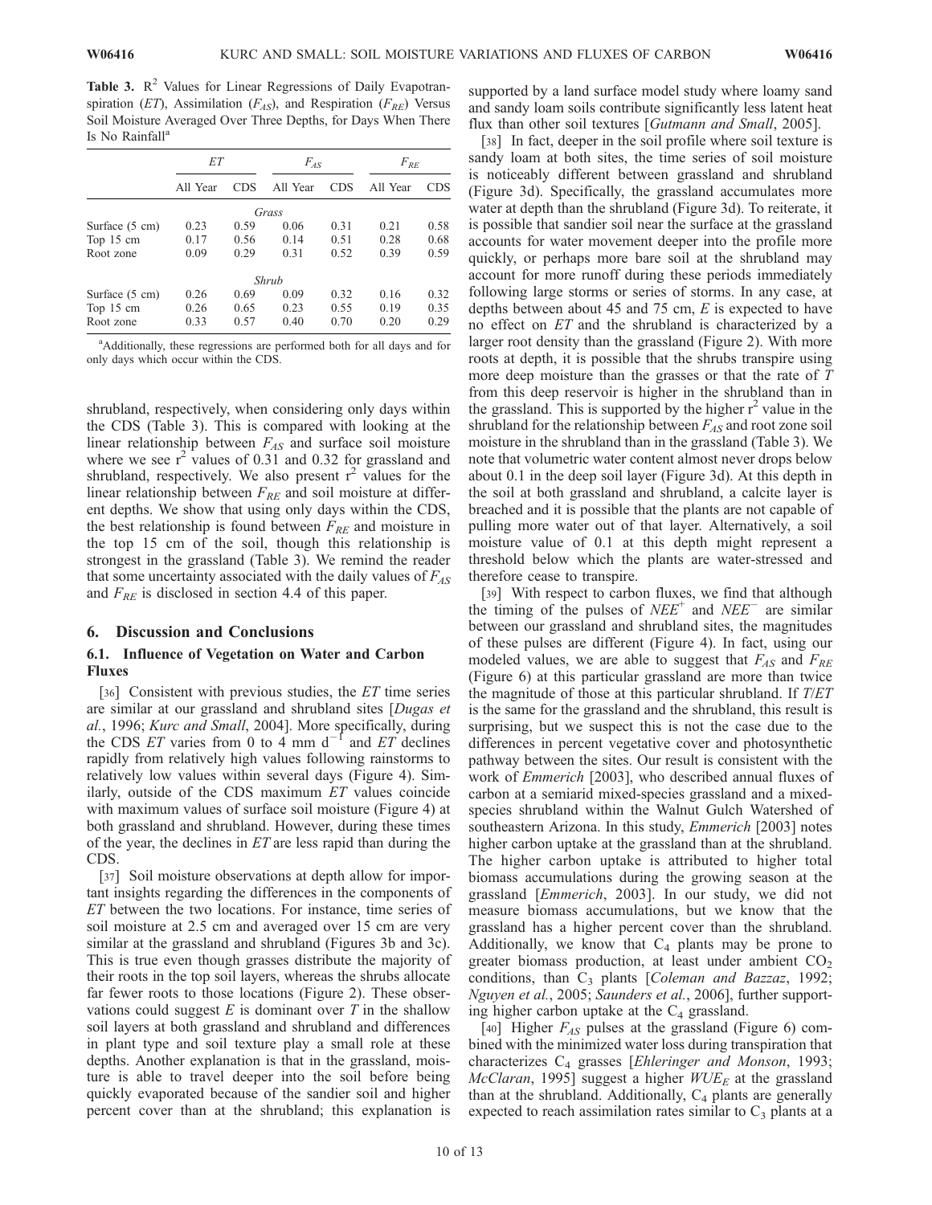**Table 3.** $R^2$ Values for Linear Regressions of Daily Evapotranspiration ($ET$), Assimilation ($F_{AS}$), and Respiration ($F_{RE}$) Versus Soil Moisture Averaged Over Three Depths, for Days When There Is No Rainfall[a]

| | $ET$ | | $F_{AS}$ | | $F_{RE}$ | |
|---|---|---|---|---|---|---|
| | All Year | CDS | All Year | CDS | All Year | CDS |
| *Grass* | | | | | | |
| Surface (5 cm) | 0.23 | 0.59 | 0.06 | 0.31 | 0.21 | 0.58 |
| Top 15 cm | 0.17 | 0.56 | 0.14 | 0.51 | 0.28 | 0.68 |
| Root zone | 0.09 | 0.29 | 0.31 | 0.52 | 0.39 | 0.59 |
| *Shrub* | | | | | | |
| Surface (5 cm) | 0.26 | 0.69 | 0.09 | 0.32 | 0.16 | 0.32 |
| Top 15 cm | 0.26 | 0.65 | 0.23 | 0.55 | 0.19 | 0.35 |
| Root zone | 0.33 | 0.57 | 0.40 | 0.70 | 0.20 | 0.29 |

[a]Additionally, these regressions are performed both for all days and for only days which occur within the CDS.

shrubland, respectively, when considering only days within the CDS (Table 3). This is compared with looking at the linear relationship between $F_{AS}$ and surface soil moisture where we see $r^2$ values of 0.31 and 0.32 for grassland and shrubland, respectively. We also present $r^2$ values for the linear relationship between $F_{RE}$ and soil moisture at different depths. We show that using only days within the CDS, the best relationship is found between $F_{RE}$ and moisture in the top 15 cm of the soil, though this relationship is strongest in the grassland (Table 3). We remind the reader that some uncertainty associated with the daily values of $F_{AS}$ and $F_{RE}$ is disclosed in section 4.4 of this paper.

## 6. Discussion and Conclusions

### 6.1. Influence of Vegetation on Water and Carbon Fluxes

[36] Consistent with previous studies, the $ET$ time series are similar at our grassland and shrubland sites [*Dugas et al.*, 1996; *Kurc and Small*, 2004]. More specifically, during the CDS $ET$ varies from 0 to 4 mm $d^{-1}$ and $ET$ declines rapidly from relatively high values following rainstorms to relatively low values within several days (Figure 4). Similarly, outside of the CDS maximum $ET$ values coincide with maximum values of surface soil moisture (Figure 4) at both grassland and shrubland. However, during these times of the year, the declines in $ET$ are less rapid than during the CDS.

[37] Soil moisture observations at depth allow for important insights regarding the differences in the components of $ET$ between the two locations. For instance, time series of soil moisture at 2.5 cm and averaged over 15 cm are very similar at the grassland and shrubland (Figures 3b and 3c). This is true even though grasses distribute the majority of their roots in the top soil layers, whereas the shrubs allocate far fewer roots to those locations (Figure 2). These observations could suggest $E$ is dominant over $T$ in the shallow soil layers at both grassland and shrubland and differences in plant type and soil texture play a small role at these depths. Another explanation is that in the grassland, moisture is able to travel deeper into the soil before being quickly evaporated because of the sandier soil and higher percent cover than at the shrubland; this explanation is supported by a land surface model study where loamy sand and sandy loam soils contribute significantly less latent heat flux than other soil textures [*Gutmann and Small*, 2005].

[38] In fact, deeper in the soil profile where soil texture is sandy loam at both sites, the time series of soil moisture is noticeably different between grassland and shrubland (Figure 3d). Specifically, the grassland accumulates more water at depth than the shrubland (Figure 3d). To reiterate, it is possible that sandier soil near the surface at the grassland accounts for water movement deeper into the profile more quickly, or perhaps more bare soil at the shrubland may account for more runoff during these periods immediately following large storms or series of storms. In any case, at depths between about 45 and 75 cm, $E$ is expected to have no effect on $ET$ and the shrubland is characterized by a larger root density than the grassland (Figure 2). With more roots at depth, it is possible that the shrubs transpire using more deep moisture than the grasses or that the rate of $T$ from this deep reservoir is higher in the shrubland than in the grassland. This is supported by the higher $r^2$ value in the shrubland for the relationship between $F_{AS}$ and root zone soil moisture in the shrubland than in the grassland (Table 3). We note that volumetric water content almost never drops below about 0.1 in the deep soil layer (Figure 3d). At this depth in the soil at both grassland and shrubland, a calcite layer is breached and it is possible that the plants are not capable of pulling more water out of that layer. Alternatively, a soil moisture value of 0.1 at this depth might represent a threshold below which the plants are water-stressed and therefore cease to transpire.

[39] With respect to carbon fluxes, we find that although the timing of the pulses of $NEE^+$ and $NEE^-$ are similar between our grassland and shrubland sites, the magnitudes of these pulses are different (Figure 4). In fact, using our modeled values, we are able to suggest that $F_{AS}$ and $F_{RE}$ (Figure 6) at this particular grassland are more than twice the magnitude of those at this particular shrubland. If $T/ET$ is the same for the grassland and the shrubland, this result is surprising, but we suspect this is not the case due to the differences in percent vegetative cover and photosynthetic pathway between the sites. Our result is consistent with the work of *Emmerich* [2003], who described annual fluxes of carbon at a semiarid mixed-species grassland and a mixed-species shrubland within the Walnut Gulch Watershed of southeastern Arizona. In this study, *Emmerich* [2003] notes higher carbon uptake at the grassland than at the shrubland. The higher carbon uptake is attributed to higher total biomass accumulations during the growing season at the grassland [*Emmerich*, 2003]. In our study, we did not measure biomass accumulations, but we know that the grassland has a higher percent cover than the shrubland. Additionally, we know that $C_4$ plants may be prone to greater biomass production, at least under ambient $CO_2$ conditions, than $C_3$ plants [*Coleman and Bazzaz*, 1992; *Nguyen et al.*, 2005; *Saunders et al.*, 2006], further supporting higher carbon uptake at the $C_4$ grassland.

[40] Higher $F_{AS}$ pulses at the grassland (Figure 6) combined with the minimized water loss during transpiration that characterizes $C_4$ grasses [*Ehleringer and Monson*, 1993; *McClaran*, 1995] suggest a higher $WUE_E$ at the grassland than at the shrubland. Additionally, $C_4$ plants are generally expected to reach assimilation rates similar to $C_3$ plants at a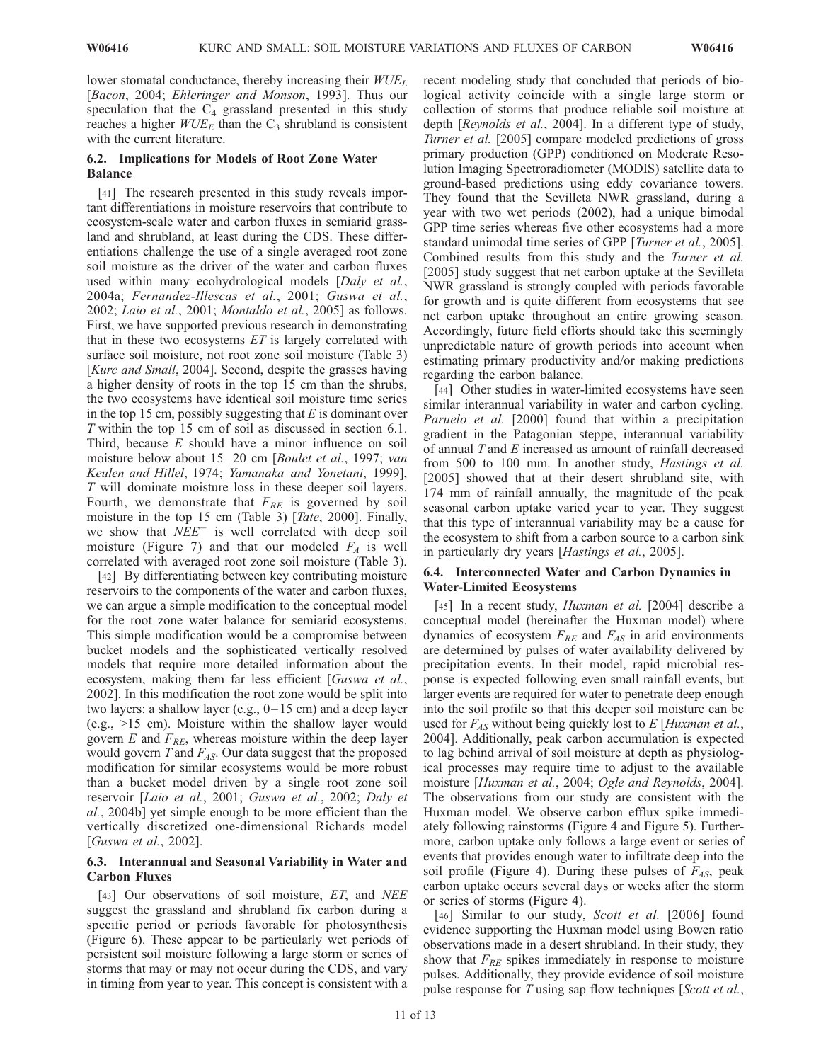lower stomatal conductance, thereby increasing their $WUE_L$ [*Bacon*, 2004; *Ehleringer and Monson*, 1993]. Thus our speculation that the $C_4$ grassland presented in this study reaches a higher $WUE_E$ than the $C_3$ shrubland is consistent with the current literature.

### 6.2. Implications for Models of Root Zone Water Balance

[41] The research presented in this study reveals important differentiations in moisture reservoirs that contribute to ecosystem-scale water and carbon fluxes in semiarid grassland and shrubland, at least during the CDS. These differentiations challenge the use of a single averaged root zone soil moisture as the driver of the water and carbon fluxes used within many ecohydrological models [*Daly et al.*, 2004a; *Fernandez-Illescas et al.*, 2001; *Guswa et al.*, 2002; *Laio et al.*, 2001; *Montaldo et al.*, 2005] as follows. First, we have supported previous research in demonstrating that in these two ecosystems *ET* is largely correlated with surface soil moisture, not root zone soil moisture (Table 3) [*Kurc and Small*, 2004]. Second, despite the grasses having a higher density of roots in the top 15 cm than the shrubs, the two ecosystems have identical soil moisture time series in the top 15 cm, possibly suggesting that *E* is dominant over *T* within the top 15 cm of soil as discussed in section 6.1. Third, because *E* should have a minor influence on soil moisture below about 15–20 cm [*Boulet et al.*, 1997; *van Keulen and Hillel*, 1974; *Yamanaka and Yonetani*, 1999], *T* will dominate moisture loss in these deeper soil layers. Fourth, we demonstrate that $F_{RE}$ is governed by soil moisture in the top 15 cm (Table 3) [*Tate*, 2000]. Finally, we show that $NEE^-$ is well correlated with deep soil moisture (Figure 7) and that our modeled $F_A$ is well correlated with averaged root zone soil moisture (Table 3).

[42] By differentiating between key contributing moisture reservoirs to the components of the water and carbon fluxes, we can argue a simple modification to the conceptual model for the root zone water balance for semiarid ecosystems. This simple modification would be a compromise between bucket models and the sophisticated vertically resolved models that require more detailed information about the ecosystem, making them far less efficient [*Guswa et al.*, 2002]. In this modification the root zone would be split into two layers: a shallow layer (e.g., 0–15 cm) and a deep layer (e.g., >15 cm). Moisture within the shallow layer would govern *E* and $F_{RE}$, whereas moisture within the deep layer would govern *T* and $F_{AS}$. Our data suggest that the proposed modification for similar ecosystems would be more robust than a bucket model driven by a single root zone soil reservoir [*Laio et al.*, 2001; *Guswa et al.*, 2002; *Daly et al.*, 2004b] yet simple enough to be more efficient than the vertically discretized one-dimensional Richards model [*Guswa et al.*, 2002].

### 6.3. Interannual and Seasonal Variability in Water and Carbon Fluxes

[43] Our observations of soil moisture, *ET*, and *NEE* suggest the grassland and shrubland fix carbon during a specific period or periods favorable for photosynthesis (Figure 6). These appear to be particularly wet periods of persistent soil moisture following a large storm or series of storms that may or may not occur during the CDS, and vary in timing from year to year. This concept is consistent with a recent modeling study that concluded that periods of biological activity coincide with a single large storm or collection of storms that produce reliable soil moisture at depth [*Reynolds et al.*, 2004]. In a different type of study, *Turner et al.* [2005] compare modeled predictions of gross primary production (GPP) conditioned on Moderate Resolution Imaging Spectroradiometer (MODIS) satellite data to ground-based predictions using eddy covariance towers. They found that the Sevilleta NWR grassland, during a year with two wet periods (2002), had a unique bimodal GPP time series whereas five other ecosystems had a more standard unimodal time series of GPP [*Turner et al.*, 2005]. Combined results from this study and the *Turner et al.* [2005] study suggest that net carbon uptake at the Sevilleta NWR grassland is strongly coupled with periods favorable for growth and is quite different from ecosystems that see net carbon uptake throughout an entire growing season. Accordingly, future field efforts should take this seemingly unpredictable nature of growth periods into account when estimating primary productivity and/or making predictions regarding the carbon balance.

[44] Other studies in water-limited ecosystems have seen similar interannual variability in water and carbon cycling. *Paruelo et al.* [2000] found that within a precipitation gradient in the Patagonian steppe, interannual variability of annual *T* and *E* increased as amount of rainfall decreased from 500 to 100 mm. In another study, *Hastings et al.* [2005] showed that at their desert shrubland site, with 174 mm of rainfall annually, the magnitude of the peak seasonal carbon uptake varied year to year. They suggest that this type of interannual variability may be a cause for the ecosystem to shift from a carbon source to a carbon sink in particularly dry years [*Hastings et al.*, 2005].

### 6.4. Interconnected Water and Carbon Dynamics in Water-Limited Ecosystems

[45] In a recent study, *Huxman et al.* [2004] describe a conceptual model (hereinafter the Huxman model) where dynamics of ecosystem $F_{RE}$ and $F_{AS}$ in arid environments are determined by pulses of water availability delivered by precipitation events. In their model, rapid microbial response is expected following even small rainfall events, but larger events are required for water to penetrate deep enough into the soil profile so that this deeper soil moisture can be used for $F_{AS}$ without being quickly lost to *E* [*Huxman et al.*, 2004]. Additionally, peak carbon accumulation is expected to lag behind arrival of soil moisture at depth as physiological processes may require time to adjust to the available moisture [*Huxman et al.*, 2004; *Ogle and Reynolds*, 2004]. The observations from our study are consistent with the Huxman model. We observe carbon efflux spike immediately following rainstorms (Figure 4 and Figure 5). Furthermore, carbon uptake only follows a large event or series of events that provides enough water to infiltrate deep into the soil profile (Figure 4). During these pulses of $F_{AS}$, peak carbon uptake occurs several days or weeks after the storm or series of storms (Figure 4).

[46] Similar to our study, *Scott et al.* [2006] found evidence supporting the Huxman model using Bowen ratio observations made in a desert shrubland. In their study, they show that $F_{RE}$ spikes immediately in response to moisture pulses. Additionally, they provide evidence of soil moisture pulse response for *T* using sap flow techniques [*Scott et al.*,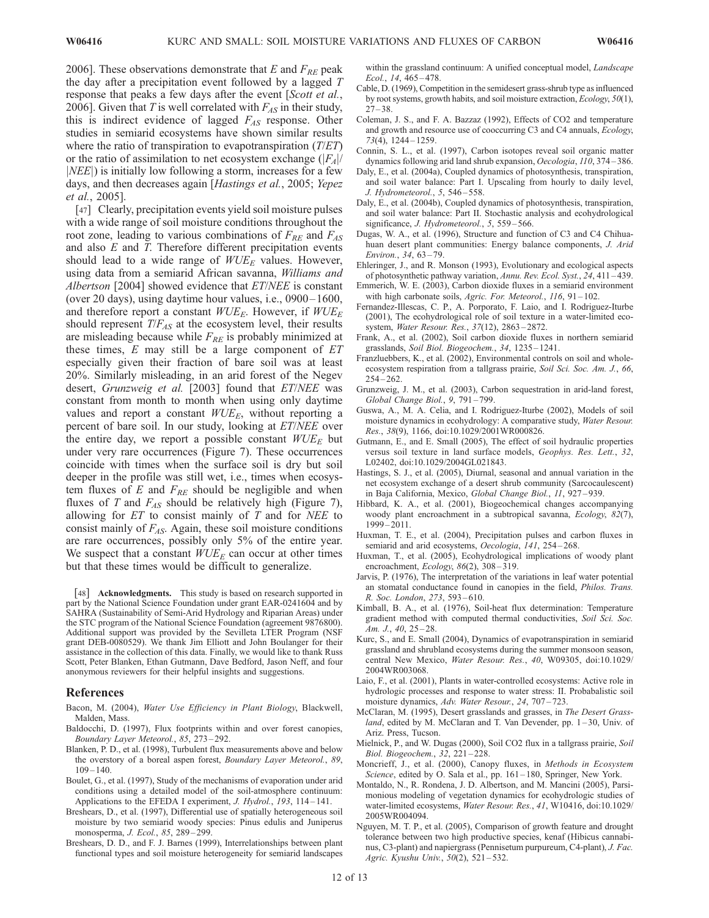2006]. These observations demonstrate that $E$ and $F_{RE}$ peak the day after a precipitation event followed by a lagged $T$ response that peaks a few days after the event [*Scott et al.*, 2006]. Given that $T$ is well correlated with $F_{AS}$ in their study, this is indirect evidence of lagged $F_{AS}$ response. Other studies in semiarid ecosystems have shown similar results where the ratio of transpiration to evapotranspiration ($T/ET$) or the ratio of assimilation to net ecosystem exchange ($|F_A|/|NEE|$) is initially low following a storm, increases for a few days, and then decreases again [*Hastings et al.*, 2005; *Yepez et al.*, 2005].

[47] Clearly, precipitation events yield soil moisture pulses with a wide range of soil moisture conditions throughout the root zone, leading to various combinations of $F_{RE}$ and $F_{AS}$ and also $E$ and $T$. Therefore different precipitation events should lead to a wide range of $WUE_E$ values. However, using data from a semiarid African savanna, *Williams and Albertson* [2004] showed evidence that $ET/NEE$ is constant (over 20 days), using daytime hour values, i.e., 0900–1600, and therefore report a constant $WUE_E$. However, if $WUE_E$ should represent $T/F_{AS}$ at the ecosystem level, their results are misleading because while $F_{RE}$ is probably minimized at these times, $E$ may still be a large component of $ET$ especially given their fraction of bare soil was at least 20%. Similarly misleading, in an arid forest of the Negev desert, *Grunzweig et al.* [2003] found that $ET/NEE$ was constant from month to month when using only daytime values and report a constant $WUE_E$, without reporting a percent of bare soil. In our study, looking at $ET/NEE$ over the entire day, we report a possible constant $WUE_E$ but under very rare occurrences (Figure 7). These occurrences coincide with times when the surface soil is dry but soil deeper in the profile was still wet, i.e., times when ecosystem fluxes of $E$ and $F_{RE}$ should be negligible and when fluxes of $T$ and $F_{AS}$ should be relatively high (Figure 7), allowing for $ET$ to consist mainly of $T$ and for $NEE$ to consist mainly of $F_{AS}$. Again, these soil moisture conditions are rare occurrences, possibly only 5% of the entire year. We suspect that a constant $WUE_E$ can occur at other times but that these times would be difficult to generalize.

[48] **Acknowledgments.** This study is based on research supported in part by the National Science Foundation under grant EAR-0241604 and by SAHRA (Sustainability of Semi-Arid Hydrology and Riparian Areas) under the STC program of the National Science Foundation (agreement 9876800). Additional support was provided by the Sevilleta LTER Program (NSF grant DEB-0080529). We thank Jim Elliott and John Boulanger for their assistance in the collection of this data. Finally, we would like to thank Russ Scott, Peter Blanken, Ethan Gutmann, Dave Bedford, Jason Neff, and four anonymous reviewers for their helpful insights and suggestions.

## References

Bacon, M. (2004), *Water Use Efficiency in Plant Biology*, Blackwell, Malden, Mass.

Baldocchi, D. (1997), Flux footprints within and over forest canopies, *Boundary Layer Meteorol.*, *85*, 273–292.

Blanken, P. D., et al. (1998), Turbulent flux measurements above and below the overstory of a boreal aspen forest, *Boundary Layer Meteorol.*, *89*, 109–140.

Boulet, G., et al. (1997), Study of the mechanisms of evaporation under arid conditions using a detailed model of the soil-atmosphere continuum: Applications to the EFEDA I experiment, *J. Hydrol.*, *193*, 114–141.

Breshears, D., et al. (1997), Differential use of spatially heterogeneous soil moisture by two semiarid woody species: Pinus edulis and Juniperus monosperma, *J. Ecol.*, *85*, 289–299.

Breshears, D. D., and F. J. Barnes (1999), Interrelationships between plant functional types and soil moisture heterogeneity for semiarid landscapes within the grassland continuum: A unified conceptual model, *Landscape Ecol.*, *14*, 465–478.

Cable, D. (1969), Competition in the semidesert grass-shrub type as influenced by root systems, growth habits, and soil moisture extraction, *Ecology*, *50*(1), 27–38.

Coleman, J. S., and F. A. Bazzaz (1992), Effects of CO2 and temperature and growth and resource use of cooccurring C3 and C4 annuals, *Ecology*, *73*(4), 1244–1259.

Connin, S. L., et al. (1997), Carbon isotopes reveal soil organic matter dynamics following arid land shrub expansion, *Oecologia*, *110*, 374–386.

Daly, E., et al. (2004a), Coupled dynamics of photosynthesis, transpiration, and soil water balance: Part I. Upscaling from hourly to daily level, *J. Hydrometeorol.*, *5*, 546–558.

Daly, E., et al. (2004b), Coupled dynamics of photosynthesis, transpiration, and soil water balance: Part II. Stochastic analysis and ecohydrological significance, *J. Hydrometeorol.*, *5*, 559–566.

Dugas, W. A., et al. (1996), Structure and function of C3 and C4 Chihuahuan desert plant communities: Energy balance components, *J. Arid Environ.*, *34*, 63–79.

Ehleringer, J., and R. Monson (1993), Evolutionary and ecological aspects of photosynthetic pathway variation, *Annu. Rev. Ecol. Syst.*, *24*, 411–439.

Emmerich, W. E. (2003), Carbon dioxide fluxes in a semiarid environment with high carbonate soils, *Agric. For. Meteorol.*, *116*, 91–102.

Fernandez-Illescas, C. P., A. Porporato, F. Laio, and I. Rodriguez-Iturbe (2001), The ecohydrological role of soil texture in a water-limited ecosystem, *Water Resour. Res.*, *37*(12), 2863–2872.

Frank, A., et al. (2002), Soil carbon dioxide fluxes in northern semiarid grasslands, *Soil Biol. Biogeochem.*, *34*, 1235–1241.

Franzluebbers, K., et al. (2002), Environmental controls on soil and whole-ecosystem respiration from a tallgrass prairie, *Soil Sci. Soc. Am. J.*, *66*, 254–262.

Grunzweig, J. M., et al. (2003), Carbon sequestration in arid-land forest, *Global Change Biol.*, *9*, 791–799.

Guswa, A., M. A. Celia, and I. Rodriguez-Iturbe (2002), Models of soil moisture dynamics in ecohydrology: A comparative study, *Water Resour. Res.*, *38*(9), 1166, doi:10.1029/2001WR000826.

Gutmann, E., and E. Small (2005), The effect of soil hydraulic properties versus soil texture in land surface models, *Geophys. Res. Lett.*, *32*, L02402, doi:10.1029/2004GL021843.

Hastings, S. J., et al. (2005), Diurnal, seasonal and annual variation in the net ecosystem exchange of a desert shrub community (Sarcocaulescent) in Baja California, Mexico, *Global Change Biol.*, *11*, 927–939.

Hibbard, K. A., et al. (2001), Biogeochemical changes accompanying woody plant encroachment in a subtropical savanna, *Ecology*, *82*(7), 1999–2011.

Huxman, T. E., et al. (2004), Precipitation pulses and carbon fluxes in semiarid and arid ecosystems, *Oecologia*, *141*, 254–268.

Huxman, T., et al. (2005), Ecohydrological implications of woody plant encroachment, *Ecology*, *86*(2), 308–319.

Jarvis, P. (1976), The interpretation of the variations in leaf water potential an stomatal conductance found in canopies in the field, *Philos. Trans. R. Soc. London*, *273*, 593–610.

Kimball, B. A., et al. (1976), Soil-heat flux determination: Temperature gradient method with computed thermal conductivities, *Soil Sci. Soc. Am. J.*, *40*, 25–28.

Kurc, S., and E. Small (2004), Dynamics of evapotranspiration in semiarid grassland and shrubland ecosystems during the summer monsoon season, central New Mexico, *Water Resour. Res.*, *40*, W09305, doi:10.1029/2004WR003068.

Laio, F., et al. (2001), Plants in water-controlled ecosystems: Active role in hydrologic processes and response to water stress: II. Probabalistic soil moisture dynamics, *Adv. Water Resour.*, *24*, 707–723.

McClaran, M. (1995), Desert grasslands and grasses, in *The Desert Grassland*, edited by M. McClaran and T. Van Devender, pp. 1–30, Univ. of Ariz. Press, Tucson.

Mielnick, P., and W. Dugas (2000), Soil CO2 flux in a tallgrass prairie, *Soil Biol. Biogeochem.*, *32*, 221–228.

Moncrieff, J., et al. (2000), Canopy fluxes, in *Methods in Ecosystem Science*, edited by O. Sala et al., pp. 161–180, Springer, New York.

Montaldo, N., R. Rondena, J. D. Albertson, and M. Mancini (2005), Parsimonious modeling of vegetation dynamics for ecohydrologic studies of water-limited ecosystems, *Water Resour. Res.*, *41*, W10416, doi:10.1029/2005WR004094.

Nguyen, M. T. P., et al. (2005), Comparison of growth feature and drought tolerance between two high productive species, kenaf (Hibicus cannabinus, C3-plant) and napiergrass (Pennisetum purpureum, C4-plant), *J. Fac. Agric. Kyushu Univ.*, *50*(2), 521–532.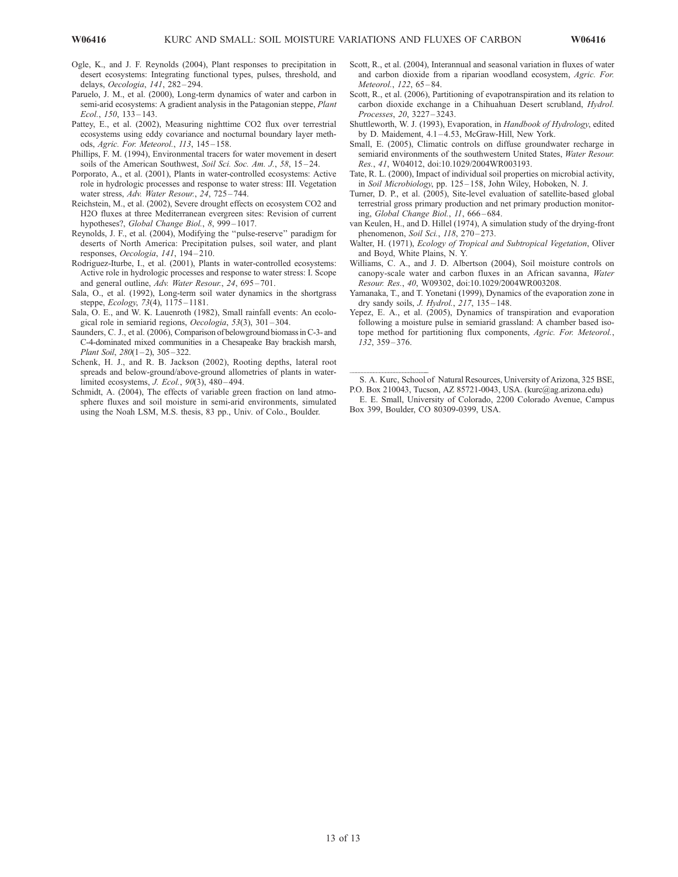Ogle, K., and J. F. Reynolds (2004), Plant responses to precipitation in desert ecosystems: Integrating functional types, pulses, threshold, and delays, *Oecologia*, *141*, 282–294.

Paruelo, J. M., et al. (2000), Long-term dynamics of water and carbon in semi-arid ecosystems: A gradient analysis in the Patagonian steppe, *Plant Ecol.*, *150*, 133–143.

Pattey, E., et al. (2002), Measuring nighttime CO2 flux over terrestrial ecosystems using eddy covariance and nocturnal boundary layer methods, *Agric. For. Meteorol.*, *113*, 145–158.

Phillips, F. M. (1994), Environmental tracers for water movement in desert soils of the American Southwest, *Soil Sci. Soc. Am. J.*, *58*, 15–24.

Porporato, A., et al. (2001), Plants in water-controlled ecosystems: Active role in hydrologic processes and response to water stress: III. Vegetation water stress, *Adv. Water Resour.*, *24*, 725–744.

Reichstein, M., et al. (2002), Severe drought effects on ecosystem CO2 and H2O fluxes at three Mediterranean evergreen sites: Revision of current hypotheses?, *Global Change Biol.*, *8*, 999–1017.

Reynolds, J. F., et al. (2004), Modifying the ''pulse-reserve'' paradigm for deserts of North America: Precipitation pulses, soil water, and plant responses, *Oecologia*, *141*, 194–210.

Rodriguez-Iturbe, I., et al. (2001), Plants in water-controlled ecosystems: Active role in hydrologic processes and response to water stress: I. Scope and general outline, *Adv. Water Resour.*, *24*, 695–701.

Sala, O., et al. (1992), Long-term soil water dynamics in the shortgrass steppe, *Ecology*, *73*(4), 1175–1181.

Sala, O. E., and W. K. Lauenroth (1982), Small rainfall events: An ecological role in semiarid regions, *Oecologia*, *53*(3), 301–304.

Saunders, C. J., et al. (2006), Comparison of belowground biomass in C-3- and C-4-dominated mixed communities in a Chesapeake Bay brackish marsh, *Plant Soil*, *280*(1–2), 305–322.

Schenk, H. J., and R. B. Jackson (2002), Rooting depths, lateral root spreads and below-ground/above-ground allometries of plants in water-limited ecosystems, *J. Ecol.*, *90*(3), 480–494.

Schmidt, A. (2004), The effects of variable green fraction on land atmosphere fluxes and soil moisture in semi-arid environments, simulated using the Noah LSM, M.S. thesis, 83 pp., Univ. of Colo., Boulder.

Scott, R., et al. (2004), Interannual and seasonal variation in fluxes of water and carbon dioxide from a riparian woodland ecosystem, *Agric. For. Meteorol.*, *122*, 65–84.

Scott, R., et al. (2006), Partitioning of evapotranspiration and its relation to carbon dioxide exchange in a Chihuahuan Desert scrubland, *Hydrol. Processes*, *20*, 3227–3243.

Shuttleworth, W. J. (1993), Evaporation, in *Handbook of Hydrology*, edited by D. Maidement, 4.1–4.53, McGraw-Hill, New York.

Small, E. (2005), Climatic controls on diffuse groundwater recharge in semiarid environments of the southwestern United States, *Water Resour. Res.*, *41*, W04012, doi:10.1029/2004WR003193.

Tate, R. L. (2000), Impact of individual soil properties on microbial activity, in *Soil Microbiology*, pp. 125–158, John Wiley, Hoboken, N. J.

Turner, D. P., et al. (2005), Site-level evaluation of satellite-based global terrestrial gross primary production and net primary production monitoring, *Global Change Biol.*, *11*, 666–684.

van Keulen, H., and D. Hillel (1974), A simulation study of the drying-front phenomenon, *Soil Sci.*, *118*, 270–273.

Walter, H. (1971), *Ecology of Tropical and Subtropical Vegetation*, Oliver and Boyd, White Plains, N. Y.

Williams, C. A., and J. D. Albertson (2004), Soil moisture controls on canopy-scale water and carbon fluxes in an African savanna, *Water Resour. Res.*, *40*, W09302, doi:10.1029/2004WR003208.

Yamanaka, T., and T. Yonetani (1999), Dynamics of the evaporation zone in dry sandy soils, *J. Hydrol.*, *217*, 135–148.

Yepez, E. A., et al. (2005), Dynamics of transpiration and evaporation following a moisture pulse in semiarid grassland: A chamber based isotope method for partitioning flux components, *Agric. For. Meteorol.*, *132*, 359–376.

---

S. A. Kurc, School of Natural Resources, University of Arizona, 325 BSE, P.O. Box 210043, Tucson, AZ 85721-0043, USA. (kurc@ag.arizona.edu)

E. E. Small, University of Colorado, 2200 Colorado Avenue, Campus Box 399, Boulder, CO 80309-0399, USA.